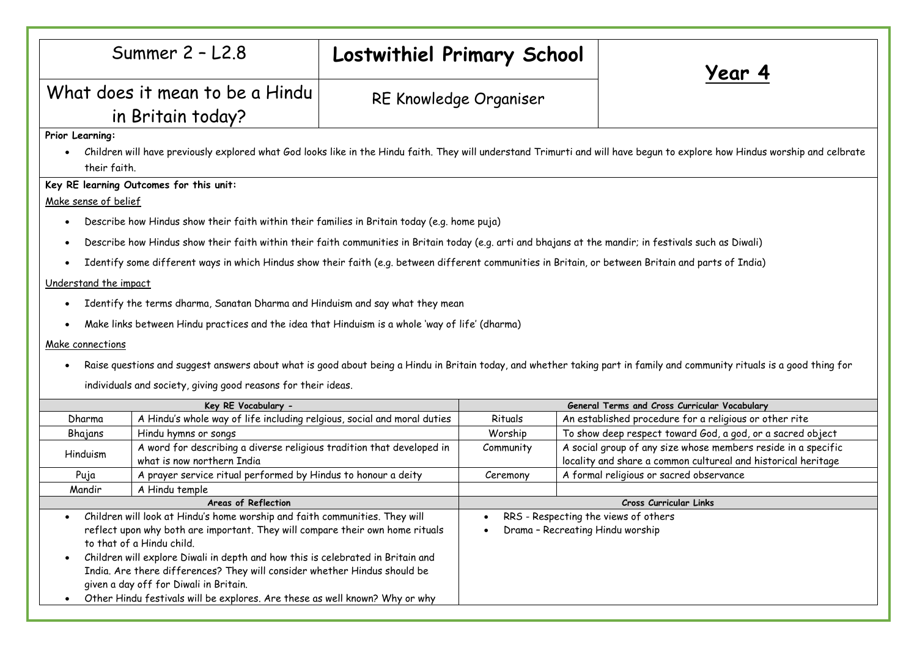| Summer 2 – L2.8 | **Lostwithiel Primary School** | **Year 4** |
| --- | --- | --- |
| What does it mean to be a Hindu in Britain today? | RE Knowledge Organiser | |

**Prior Learning:**

- Children will have previously explored what God looks like in the Hindu faith. They will understand Trimurti and will have begun to explore how Hindus worship and celbrate their faith.

**Key RE learning Outcomes for this unit:**

Make sense of belief

- Describe how Hindus show their faith within their families in Britain today (e.g. home puja)
- Describe how Hindus show their faith within their faith communities in Britain today (e.g. arti and bhajans at the mandir; in festivals such as Diwali)
- Identify some different ways in which Hindus show their faith (e.g. between different communities in Britain, or between Britain and parts of India)

Understand the impact

- Identify the terms dharma, Sanatan Dharma and Hinduism and say what they mean
- Make links between Hindu practices and the idea that Hinduism is a whole 'way of life' (dharma)

Make connections

- Raise questions and suggest answers about what is good about being a Hindu in Britain today, and whether taking part in family and community rituals is a good thing for individuals and society, giving good reasons for their ideas.

| **Key RE Vocabulary -** | | **General Terms and Cross Curricular Vocabulary** | |
| --- | --- | --- | --- |
| Dharma | A Hindu's whole way of life including relgious, social and moral duties | Rituals | An established procedure for a religious or other rite |
| Bhajans | Hindu hymns or songs | Worship | To show deep respect toward God, a god, or a sacred object |
| Hinduism | A word for describing a diverse religious tradition that developed in what is now northern India | Community | A social group of any size whose members reside in a specific locality and share a common cultureal and historical heritage |
| Puja | A prayer service ritual performed by Hindus to honour a deity | Ceremony | A formal religious or sacred observance |
| Mandir | A Hindu temple | | |

| **Areas of Reflection** | **Cross Curricular Links** |
| --- | --- |
| • Children will look at Hindu's home worship and faith communities. They will reflect upon why both are important. They will compare their own home rituals to that of a Hindu child.<br>• Children will explore Diwali in depth and how this is celebrated in Britain and India. Are there differences? They will consider whether Hindus should be given a day off for Diwali in Britain.<br>• Other Hindu festivals will be explores. Are these as well known? Why or why | • RRS - Respecting the views of others<br>• Drama – Recreating Hindu worship |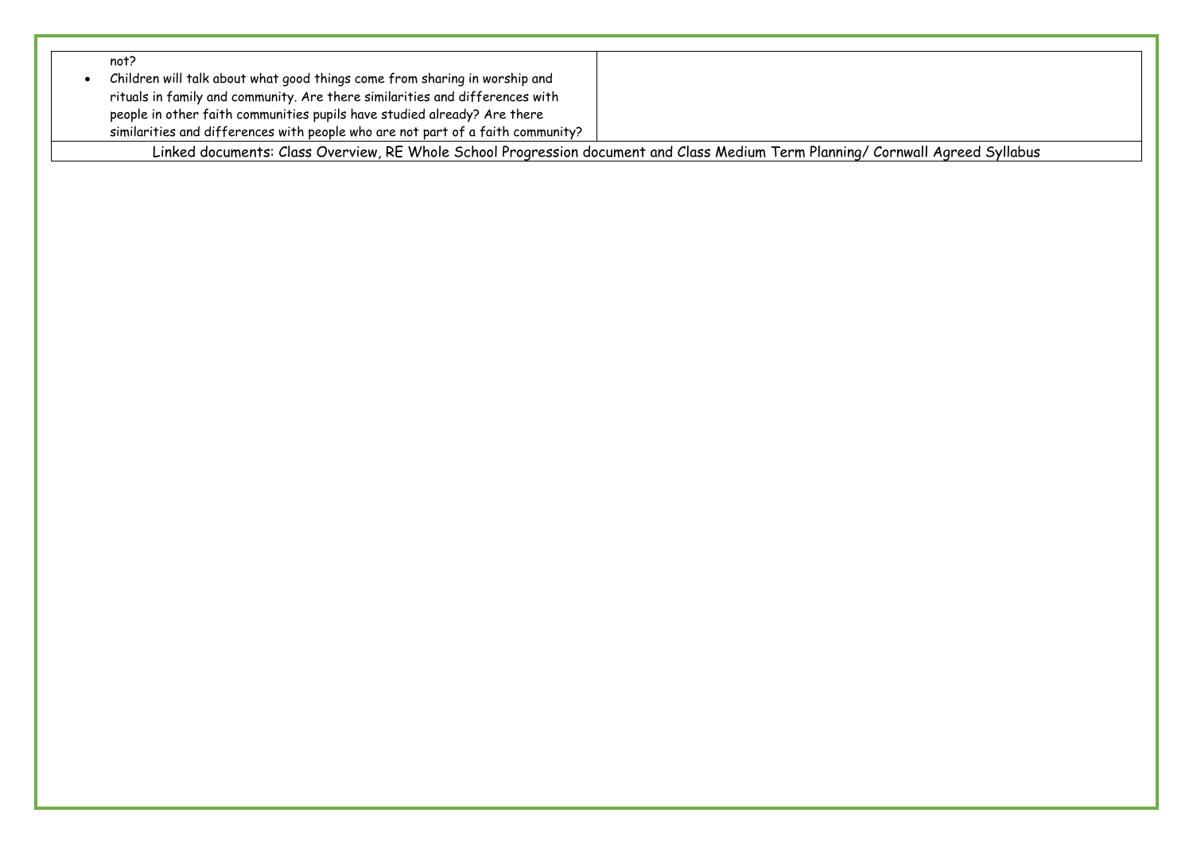| | |
|---|---|
| not?<br>• Children will talk about what good things come from sharing in worship and rituals in family and community. Are there similarities and differences with people in other faith communities pupils have studied already? Are there similarities and differences with people who are not part of a faith community? | |
| Linked documents: Class Overview, RE Whole School Progression document and Class Medium Term Planning/ Cornwall Agreed Syllabus | |